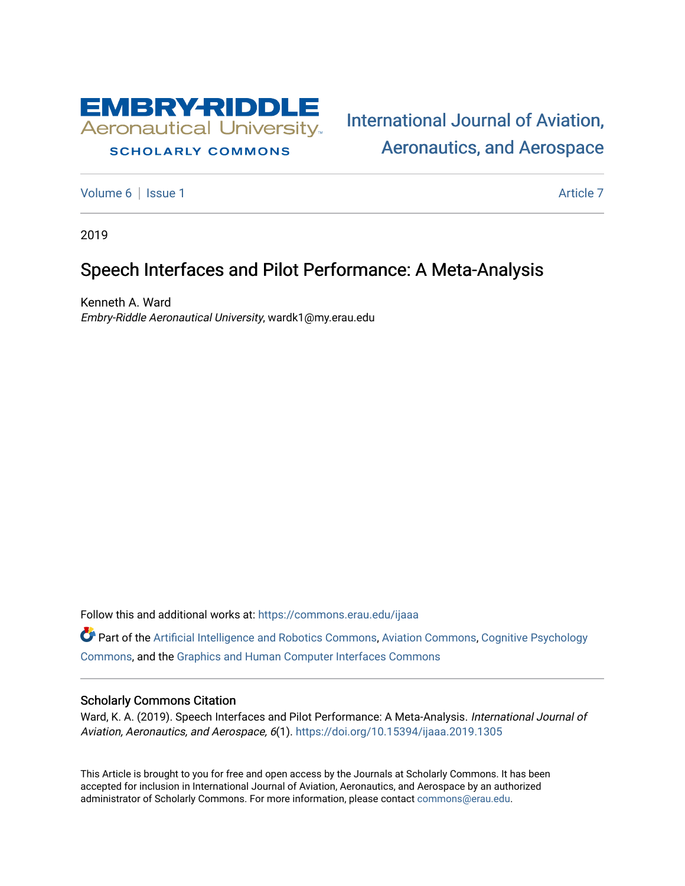EMBRY-RIDDLE Aeronautical University

SCHOLARLY COMMONS

International Journal of Aviation, Aeronautics, and Aerospace

Volume 6 | Issue 1 Article 7

2019

# Speech Interfaces and Pilot Performance: A Meta-Analysis

Kenneth A. Ward
*Embry-Riddle Aeronautical University*, wardk1@my.erau.edu

Follow this and additional works at: https://commons.erau.edu/ijaaa

Part of the Artificial Intelligence and Robotics Commons, Aviation Commons, Cognitive Psychology Commons, and the Graphics and Human Computer Interfaces Commons

## Scholarly Commons Citation

Ward, K. A. (2019). Speech Interfaces and Pilot Performance: A Meta-Analysis. *International Journal of Aviation, Aeronautics, and Aerospace, 6*(1). https://doi.org/10.15394/ijaaa.2019.1305

This Article is brought to you for free and open access by the Journals at Scholarly Commons. It has been accepted for inclusion in International Journal of Aviation, Aeronautics, and Aerospace by an authorized administrator of Scholarly Commons. For more information, please contact commons@erau.edu.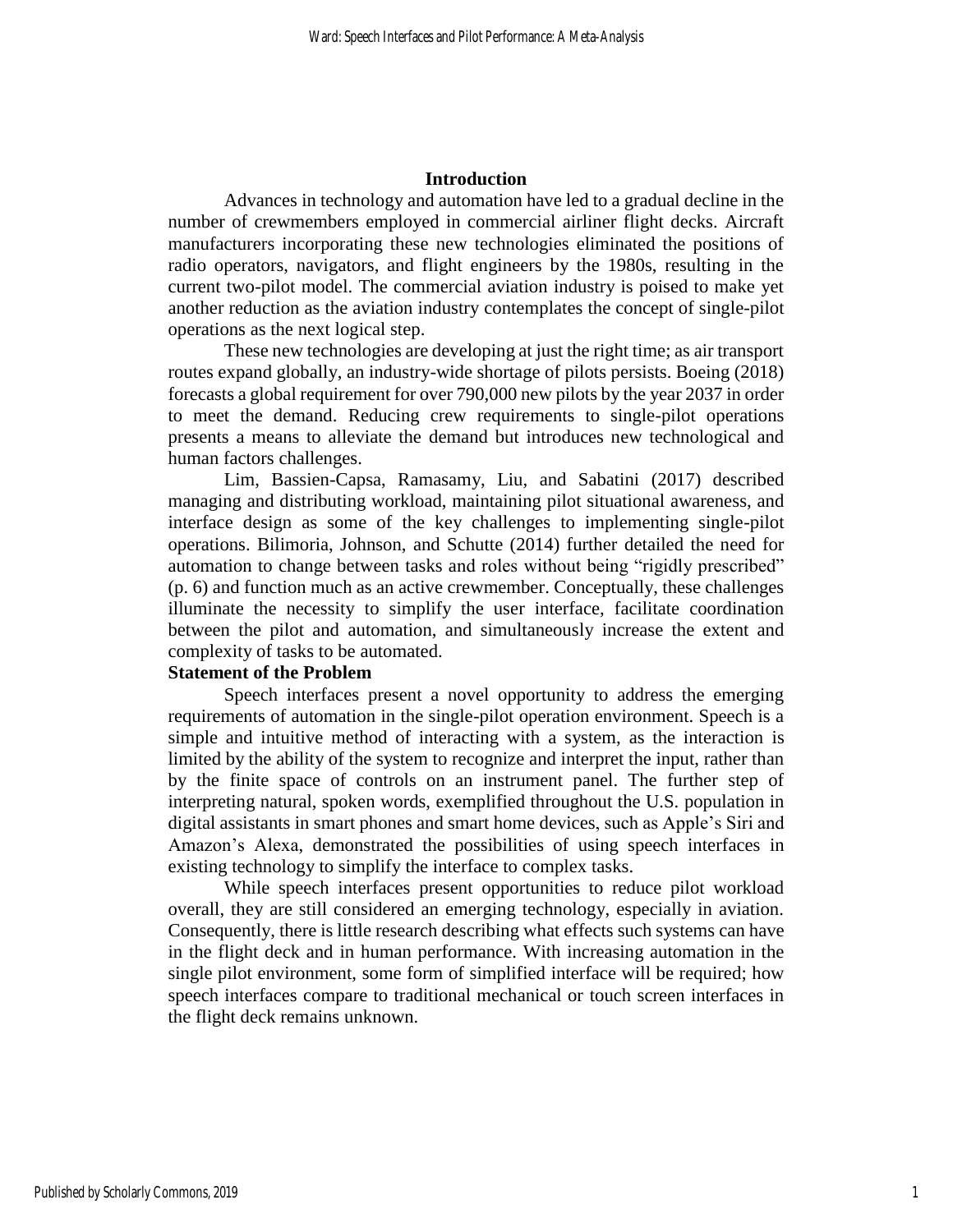## Introduction

Advances in technology and automation have led to a gradual decline in the number of crewmembers employed in commercial airliner flight decks. Aircraft manufacturers incorporating these new technologies eliminated the positions of radio operators, navigators, and flight engineers by the 1980s, resulting in the current two-pilot model. The commercial aviation industry is poised to make yet another reduction as the aviation industry contemplates the concept of single-pilot operations as the next logical step.

These new technologies are developing at just the right time; as air transport routes expand globally, an industry-wide shortage of pilots persists. Boeing (2018) forecasts a global requirement for over 790,000 new pilots by the year 2037 in order to meet the demand. Reducing crew requirements to single-pilot operations presents a means to alleviate the demand but introduces new technological and human factors challenges.

Lim, Bassien-Capsa, Ramasamy, Liu, and Sabatini (2017) described managing and distributing workload, maintaining pilot situational awareness, and interface design as some of the key challenges to implementing single-pilot operations. Bilimoria, Johnson, and Schutte (2014) further detailed the need for automation to change between tasks and roles without being "rigidly prescribed" (p. 6) and function much as an active crewmember. Conceptually, these challenges illuminate the necessity to simplify the user interface, facilitate coordination between the pilot and automation, and simultaneously increase the extent and complexity of tasks to be automated.

### Statement of the Problem

Speech interfaces present a novel opportunity to address the emerging requirements of automation in the single-pilot operation environment. Speech is a simple and intuitive method of interacting with a system, as the interaction is limited by the ability of the system to recognize and interpret the input, rather than by the finite space of controls on an instrument panel. The further step of interpreting natural, spoken words, exemplified throughout the U.S. population in digital assistants in smart phones and smart home devices, such as Apple's Siri and Amazon's Alexa, demonstrated the possibilities of using speech interfaces in existing technology to simplify the interface to complex tasks.

While speech interfaces present opportunities to reduce pilot workload overall, they are still considered an emerging technology, especially in aviation. Consequently, there is little research describing what effects such systems can have in the flight deck and in human performance. With increasing automation in the single pilot environment, some form of simplified interface will be required; how speech interfaces compare to traditional mechanical or touch screen interfaces in the flight deck remains unknown.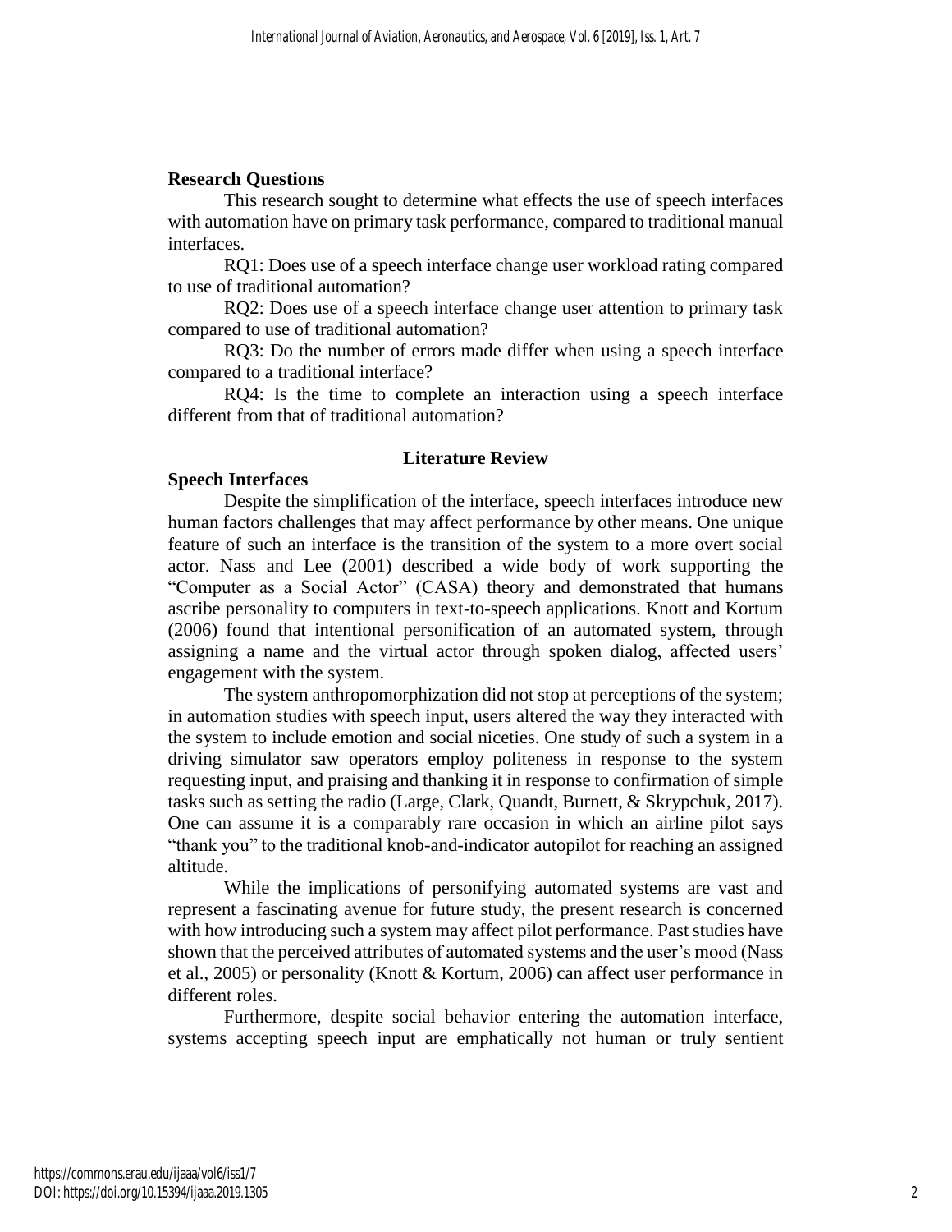## Research Questions

This research sought to determine what effects the use of speech interfaces with automation have on primary task performance, compared to traditional manual interfaces.

RQ1: Does use of a speech interface change user workload rating compared to use of traditional automation?

RQ2: Does use of a speech interface change user attention to primary task compared to use of traditional automation?

RQ3: Do the number of errors made differ when using a speech interface compared to a traditional interface?

RQ4: Is the time to complete an interaction using a speech interface different from that of traditional automation?

# Literature Review

## Speech Interfaces

Despite the simplification of the interface, speech interfaces introduce new human factors challenges that may affect performance by other means. One unique feature of such an interface is the transition of the system to a more overt social actor. Nass and Lee (2001) described a wide body of work supporting the "Computer as a Social Actor" (CASA) theory and demonstrated that humans ascribe personality to computers in text-to-speech applications. Knott and Kortum (2006) found that intentional personification of an automated system, through assigning a name and the virtual actor through spoken dialog, affected users' engagement with the system.

The system anthropomorphization did not stop at perceptions of the system; in automation studies with speech input, users altered the way they interacted with the system to include emotion and social niceties. One study of such a system in a driving simulator saw operators employ politeness in response to the system requesting input, and praising and thanking it in response to confirmation of simple tasks such as setting the radio (Large, Clark, Quandt, Burnett, & Skrypchuk, 2017). One can assume it is a comparably rare occasion in which an airline pilot says "thank you" to the traditional knob-and-indicator autopilot for reaching an assigned altitude.

While the implications of personifying automated systems are vast and represent a fascinating avenue for future study, the present research is concerned with how introducing such a system may affect pilot performance. Past studies have shown that the perceived attributes of automated systems and the user's mood (Nass et al., 2005) or personality (Knott & Kortum, 2006) can affect user performance in different roles.

Furthermore, despite social behavior entering the automation interface, systems accepting speech input are emphatically not human or truly sentient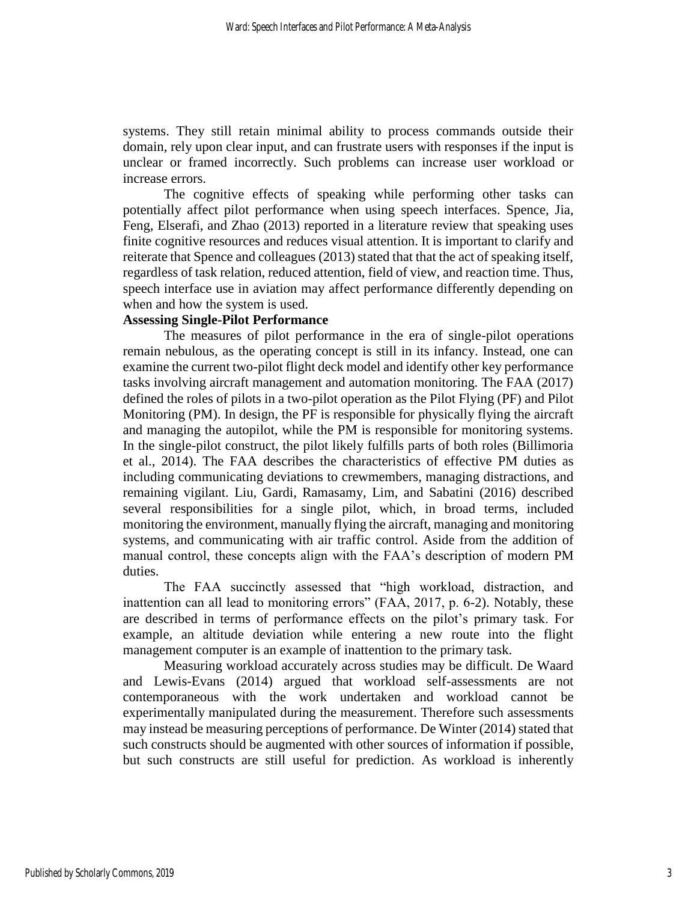systems. They still retain minimal ability to process commands outside their domain, rely upon clear input, and can frustrate users with responses if the input is unclear or framed incorrectly. Such problems can increase user workload or increase errors.

The cognitive effects of speaking while performing other tasks can potentially affect pilot performance when using speech interfaces. Spence, Jia, Feng, Elserafi, and Zhao (2013) reported in a literature review that speaking uses finite cognitive resources and reduces visual attention. It is important to clarify and reiterate that Spence and colleagues (2013) stated that that the act of speaking itself, regardless of task relation, reduced attention, field of view, and reaction time. Thus, speech interface use in aviation may affect performance differently depending on when and how the system is used.

**Assessing Single-Pilot Performance**

The measures of pilot performance in the era of single-pilot operations remain nebulous, as the operating concept is still in its infancy. Instead, one can examine the current two-pilot flight deck model and identify other key performance tasks involving aircraft management and automation monitoring. The FAA (2017) defined the roles of pilots in a two-pilot operation as the Pilot Flying (PF) and Pilot Monitoring (PM). In design, the PF is responsible for physically flying the aircraft and managing the autopilot, while the PM is responsible for monitoring systems. In the single-pilot construct, the pilot likely fulfills parts of both roles (Billimoria et al., 2014). The FAA describes the characteristics of effective PM duties as including communicating deviations to crewmembers, managing distractions, and remaining vigilant. Liu, Gardi, Ramasamy, Lim, and Sabatini (2016) described several responsibilities for a single pilot, which, in broad terms, included monitoring the environment, manually flying the aircraft, managing and monitoring systems, and communicating with air traffic control. Aside from the addition of manual control, these concepts align with the FAA's description of modern PM duties.

The FAA succinctly assessed that "high workload, distraction, and inattention can all lead to monitoring errors" (FAA, 2017, p. 6-2). Notably, these are described in terms of performance effects on the pilot's primary task. For example, an altitude deviation while entering a new route into the flight management computer is an example of inattention to the primary task.

Measuring workload accurately across studies may be difficult. De Waard and Lewis-Evans (2014) argued that workload self-assessments are not contemporaneous with the work undertaken and workload cannot be experimentally manipulated during the measurement. Therefore such assessments may instead be measuring perceptions of performance. De Winter (2014) stated that such constructs should be augmented with other sources of information if possible, but such constructs are still useful for prediction. As workload is inherently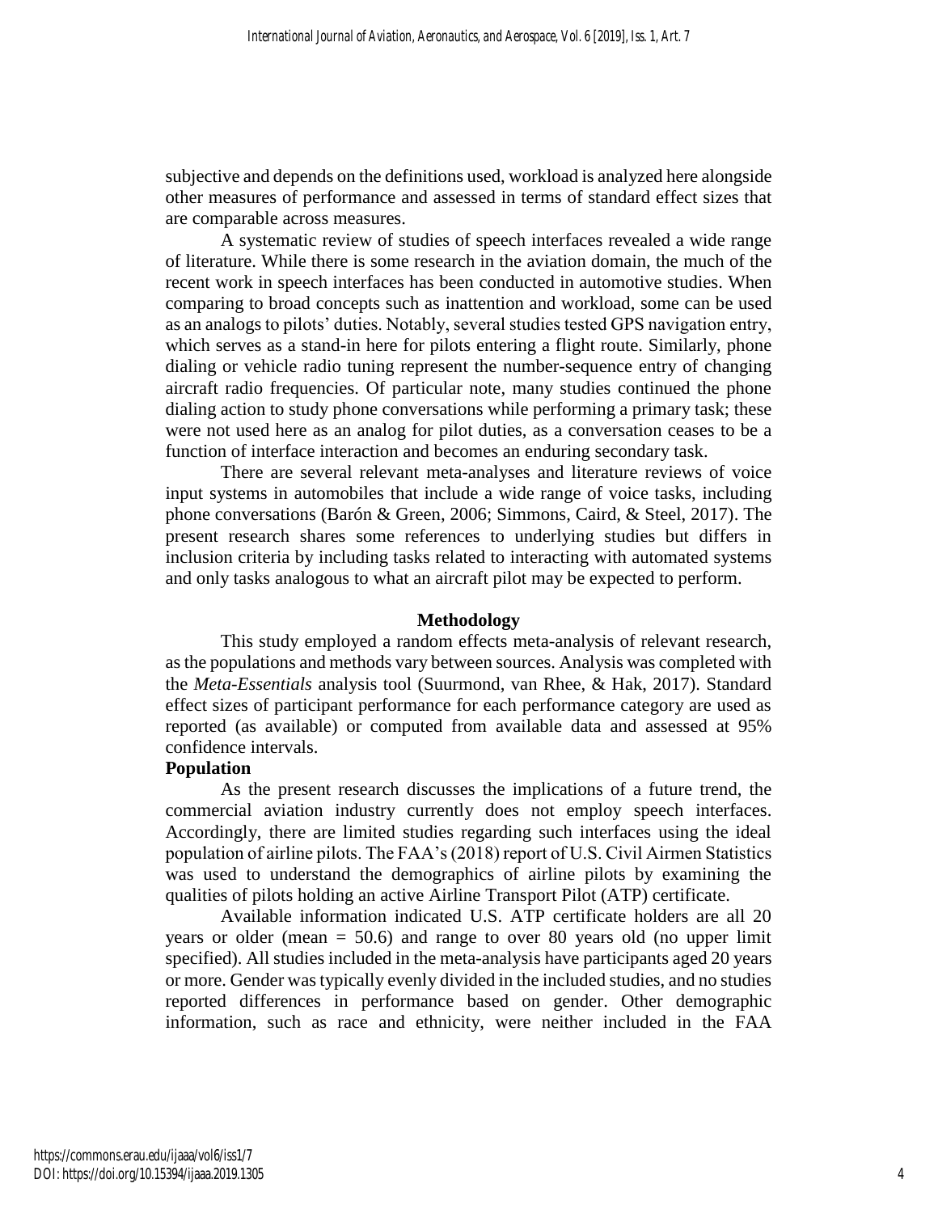subjective and depends on the definitions used, workload is analyzed here alongside other measures of performance and assessed in terms of standard effect sizes that are comparable across measures.

A systematic review of studies of speech interfaces revealed a wide range of literature. While there is some research in the aviation domain, the much of the recent work in speech interfaces has been conducted in automotive studies. When comparing to broad concepts such as inattention and workload, some can be used as an analogs to pilots' duties. Notably, several studies tested GPS navigation entry, which serves as a stand-in here for pilots entering a flight route. Similarly, phone dialing or vehicle radio tuning represent the number-sequence entry of changing aircraft radio frequencies. Of particular note, many studies continued the phone dialing action to study phone conversations while performing a primary task; these were not used here as an analog for pilot duties, as a conversation ceases to be a function of interface interaction and becomes an enduring secondary task.

There are several relevant meta-analyses and literature reviews of voice input systems in automobiles that include a wide range of voice tasks, including phone conversations (Barón & Green, 2006; Simmons, Caird, & Steel, 2017). The present research shares some references to underlying studies but differs in inclusion criteria by including tasks related to interacting with automated systems and only tasks analogous to what an aircraft pilot may be expected to perform.

## Methodology

This study employed a random effects meta-analysis of relevant research, as the populations and methods vary between sources. Analysis was completed with the *Meta-Essentials* analysis tool (Suurmond, van Rhee, & Hak, 2017). Standard effect sizes of participant performance for each performance category are used as reported (as available) or computed from available data and assessed at 95% confidence intervals.

### Population

As the present research discusses the implications of a future trend, the commercial aviation industry currently does not employ speech interfaces. Accordingly, there are limited studies regarding such interfaces using the ideal population of airline pilots. The FAA's (2018) report of U.S. Civil Airmen Statistics was used to understand the demographics of airline pilots by examining the qualities of pilots holding an active Airline Transport Pilot (ATP) certificate.

Available information indicated U.S. ATP certificate holders are all 20 years or older (mean = 50.6) and range to over 80 years old (no upper limit specified). All studies included in the meta-analysis have participants aged 20 years or more. Gender was typically evenly divided in the included studies, and no studies reported differences in performance based on gender. Other demographic information, such as race and ethnicity, were neither included in the FAA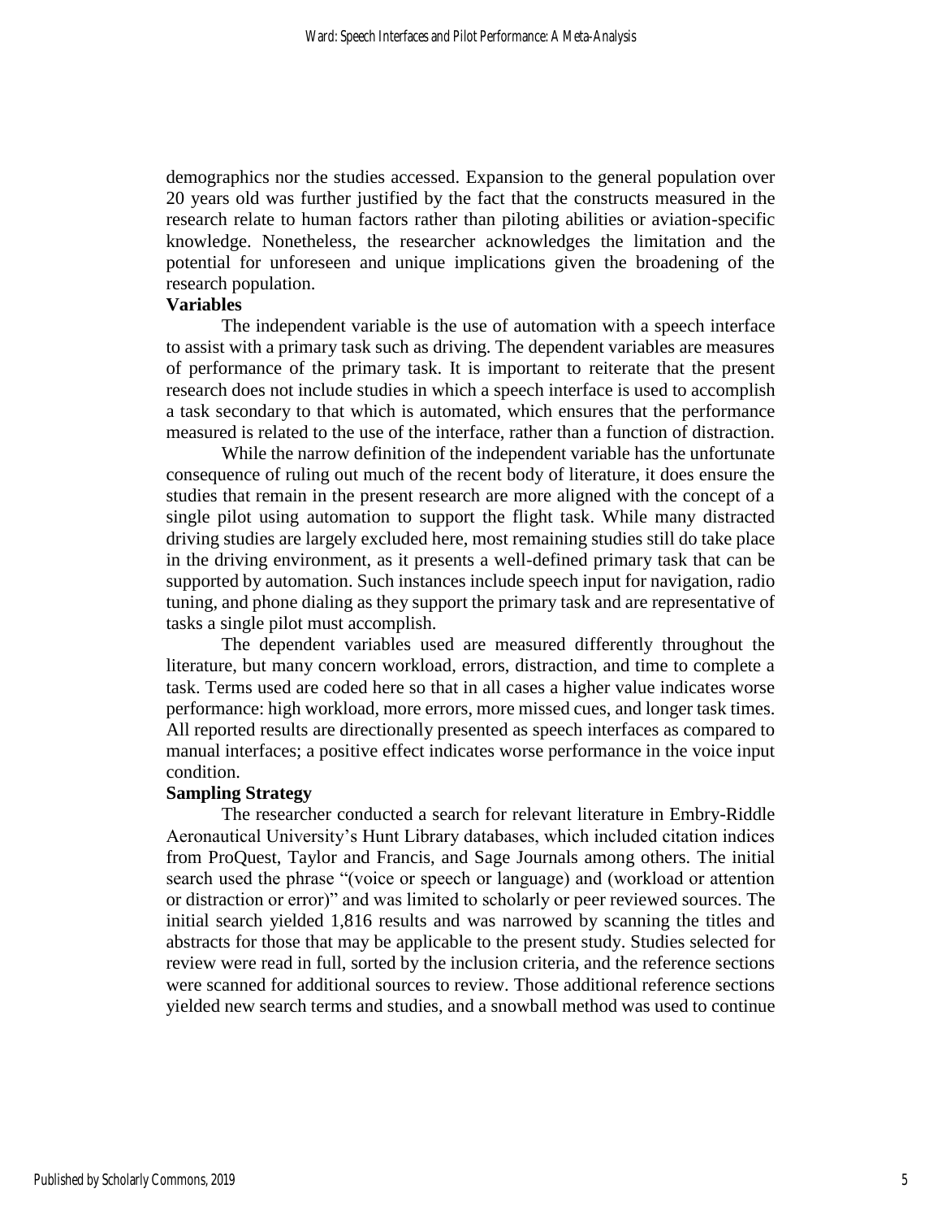demographics nor the studies accessed. Expansion to the general population over 20 years old was further justified by the fact that the constructs measured in the research relate to human factors rather than piloting abilities or aviation-specific knowledge. Nonetheless, the researcher acknowledges the limitation and the potential for unforeseen and unique implications given the broadening of the research population.

**Variables**

The independent variable is the use of automation with a speech interface to assist with a primary task such as driving. The dependent variables are measures of performance of the primary task. It is important to reiterate that the present research does not include studies in which a speech interface is used to accomplish a task secondary to that which is automated, which ensures that the performance measured is related to the use of the interface, rather than a function of distraction.

While the narrow definition of the independent variable has the unfortunate consequence of ruling out much of the recent body of literature, it does ensure the studies that remain in the present research are more aligned with the concept of a single pilot using automation to support the flight task. While many distracted driving studies are largely excluded here, most remaining studies still do take place in the driving environment, as it presents a well-defined primary task that can be supported by automation. Such instances include speech input for navigation, radio tuning, and phone dialing as they support the primary task and are representative of tasks a single pilot must accomplish.

The dependent variables used are measured differently throughout the literature, but many concern workload, errors, distraction, and time to complete a task. Terms used are coded here so that in all cases a higher value indicates worse performance: high workload, more errors, more missed cues, and longer task times. All reported results are directionally presented as speech interfaces as compared to manual interfaces; a positive effect indicates worse performance in the voice input condition.

**Sampling Strategy**

The researcher conducted a search for relevant literature in Embry-Riddle Aeronautical University's Hunt Library databases, which included citation indices from ProQuest, Taylor and Francis, and Sage Journals among others. The initial search used the phrase "(voice or speech or language) and (workload or attention or distraction or error)" and was limited to scholarly or peer reviewed sources. The initial search yielded 1,816 results and was narrowed by scanning the titles and abstracts for those that may be applicable to the present study. Studies selected for review were read in full, sorted by the inclusion criteria, and the reference sections were scanned for additional sources to review. Those additional reference sections yielded new search terms and studies, and a snowball method was used to continue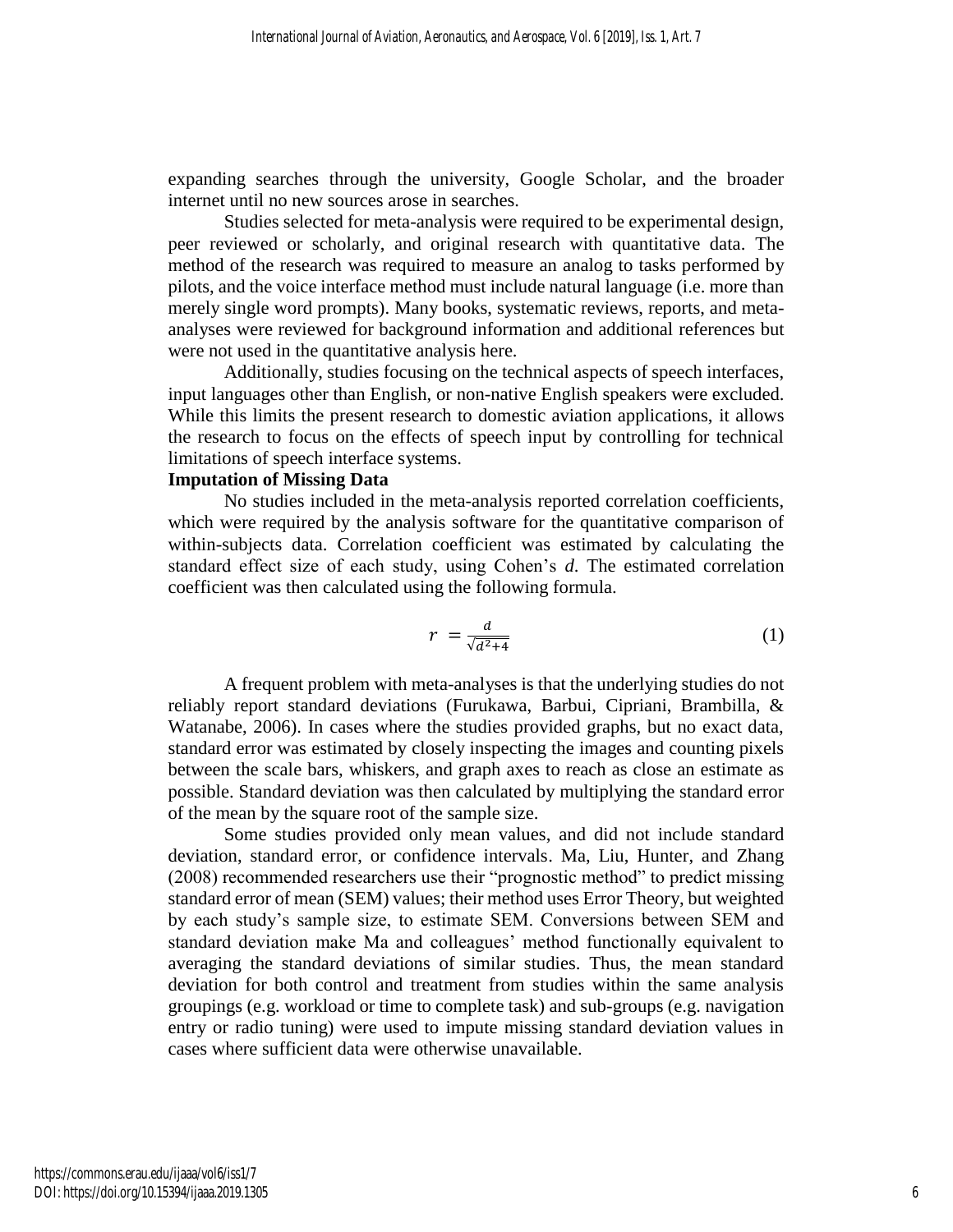expanding searches through the university, Google Scholar, and the broader internet until no new sources arose in searches.

Studies selected for meta-analysis were required to be experimental design, peer reviewed or scholarly, and original research with quantitative data. The method of the research was required to measure an analog to tasks performed by pilots, and the voice interface method must include natural language (i.e. more than merely single word prompts). Many books, systematic reviews, reports, and meta-analyses were reviewed for background information and additional references but were not used in the quantitative analysis here.

Additionally, studies focusing on the technical aspects of speech interfaces, input languages other than English, or non-native English speakers were excluded. While this limits the present research to domestic aviation applications, it allows the research to focus on the effects of speech input by controlling for technical limitations of speech interface systems.

**Imputation of Missing Data**

No studies included in the meta-analysis reported correlation coefficients, which were required by the analysis software for the quantitative comparison of within-subjects data. Correlation coefficient was estimated by calculating the standard effect size of each study, using Cohen's *d*. The estimated correlation coefficient was then calculated using the following formula.

$$r = \frac{d}{\sqrt{d^2+4}} \tag{1}$$

A frequent problem with meta-analyses is that the underlying studies do not reliably report standard deviations (Furukawa, Barbui, Cipriani, Brambilla, & Watanabe, 2006). In cases where the studies provided graphs, but no exact data, standard error was estimated by closely inspecting the images and counting pixels between the scale bars, whiskers, and graph axes to reach as close an estimate as possible. Standard deviation was then calculated by multiplying the standard error of the mean by the square root of the sample size.

Some studies provided only mean values, and did not include standard deviation, standard error, or confidence intervals. Ma, Liu, Hunter, and Zhang (2008) recommended researchers use their "prognostic method" to predict missing standard error of mean (SEM) values; their method uses Error Theory, but weighted by each study's sample size, to estimate SEM. Conversions between SEM and standard deviation make Ma and colleagues' method functionally equivalent to averaging the standard deviations of similar studies. Thus, the mean standard deviation for both control and treatment from studies within the same analysis groupings (e.g. workload or time to complete task) and sub-groups (e.g. navigation entry or radio tuning) were used to impute missing standard deviation values in cases where sufficient data were otherwise unavailable.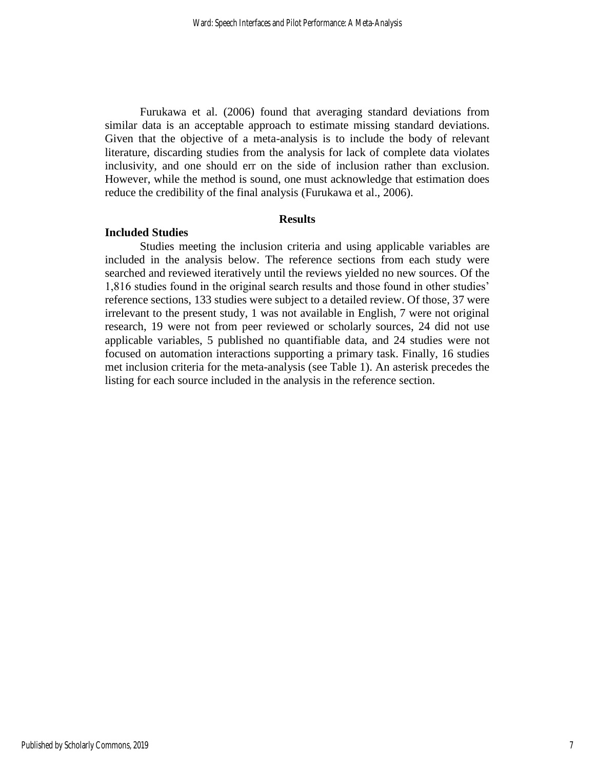Furukawa et al. (2006) found that averaging standard deviations from similar data is an acceptable approach to estimate missing standard deviations. Given that the objective of a meta-analysis is to include the body of relevant literature, discarding studies from the analysis for lack of complete data violates inclusivity, and one should err on the side of inclusion rather than exclusion. However, while the method is sound, one must acknowledge that estimation does reduce the credibility of the final analysis (Furukawa et al., 2006).

## Results

### Included Studies

Studies meeting the inclusion criteria and using applicable variables are included in the analysis below. The reference sections from each study were searched and reviewed iteratively until the reviews yielded no new sources. Of the 1,816 studies found in the original search results and those found in other studies' reference sections, 133 studies were subject to a detailed review. Of those, 37 were irrelevant to the present study, 1 was not available in English, 7 were not original research, 19 were not from peer reviewed or scholarly sources, 24 did not use applicable variables, 5 published no quantifiable data, and 24 studies were not focused on automation interactions supporting a primary task. Finally, 16 studies met inclusion criteria for the meta-analysis (see Table 1). An asterisk precedes the listing for each source included in the analysis in the reference section.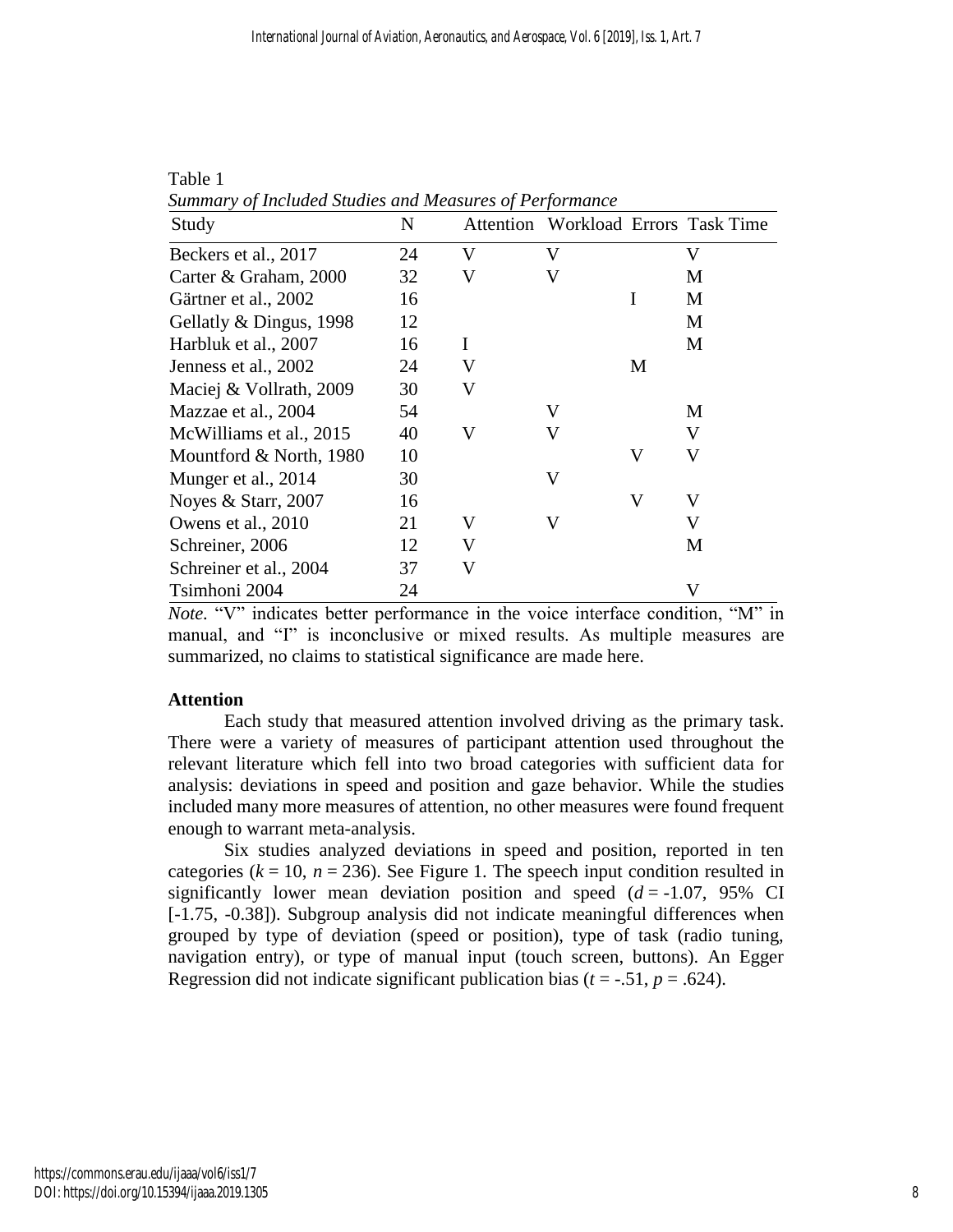Table 1

*Summary of Included Studies and Measures of Performance*

| Study | N | Attention | Workload | Errors | Task Time |
|---|---|---|---|---|---|
| Beckers et al., 2017 | 24 | V | V | | V |
| Carter & Graham, 2000 | 32 | V | V | | M |
| Gärtner et al., 2002 | 16 | | | I | M |
| Gellatly & Dingus, 1998 | 12 | | | | M |
| Harbluk et al., 2007 | 16 | I | | | M |
| Jenness et al., 2002 | 24 | V | | M | |
| Maciej & Vollrath, 2009 | 30 | V | | | |
| Mazzae et al., 2004 | 54 | | V | | M |
| McWilliams et al., 2015 | 40 | V | V | | V |
| Mountford & North, 1980 | 10 | | | V | V |
| Munger et al., 2014 | 30 | | V | | |
| Noyes & Starr, 2007 | 16 | | | V | V |
| Owens et al., 2010 | 21 | V | V | | V |
| Schreiner, 2006 | 12 | V | | | M |
| Schreiner et al., 2004 | 37 | V | | | |
| Tsimhoni 2004 | 24 | | | | V |

*Note.* "V" indicates better performance in the voice interface condition, "M" in manual, and "I" is inconclusive or mixed results. As multiple measures are summarized, no claims to statistical significance are made here.

**Attention**

Each study that measured attention involved driving as the primary task. There were a variety of measures of participant attention used throughout the relevant literature which fell into two broad categories with sufficient data for analysis: deviations in speed and position and gaze behavior. While the studies included many more measures of attention, no other measures were found frequent enough to warrant meta-analysis.

Six studies analyzed deviations in speed and position, reported in ten categories ($k = 10$, $n = 236$). See Figure 1. The speech input condition resulted in significantly lower mean deviation position and speed ($d = -1.07$, 95% CI [-1.75, -0.38]). Subgroup analysis did not indicate meaningful differences when grouped by type of deviation (speed or position), type of task (radio tuning, navigation entry), or type of manual input (touch screen, buttons). An Egger Regression did not indicate significant publication bias ($t = -.51$, $p = .624$).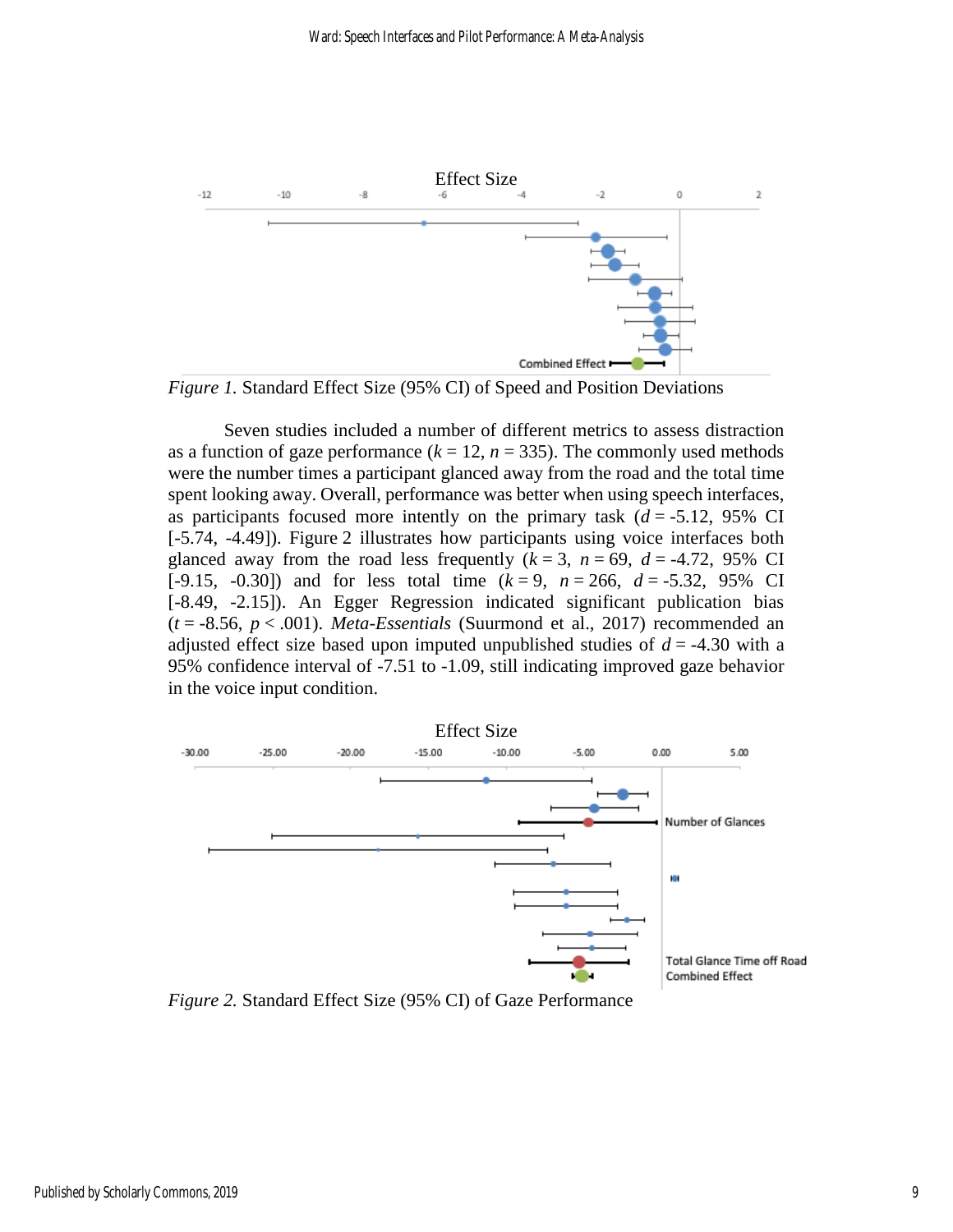*Figure 1.* Standard Effect Size (95% CI) of Speed and Position Deviations

Seven studies included a number of different metrics to assess distraction as a function of gaze performance ($k$ = 12, $n$ = 335). The commonly used methods were the number times a participant glanced away from the road and the total time spent looking away. Overall, performance was better when using speech interfaces, as participants focused more intently on the primary task ($d$ = -5.12, 95% CI [-5.74, -4.49]). Figure 2 illustrates how participants using voice interfaces both glanced away from the road less frequently ($k$ = 3, $n$ = 69, $d$ = -4.72, 95% CI [-9.15, -0.30]) and for less total time ($k$ = 9, $n$ = 266, $d$ = -5.32, 95% CI [-8.49, -2.15]). An Egger Regression indicated significant publication bias ($t$ = -8.56, $p$ < .001). *Meta-Essentials* (Suurmond et al., 2017) recommended an adjusted effect size based upon imputed unpublished studies of $d$ = -4.30 with a 95% confidence interval of -7.51 to -1.09, still indicating improved gaze behavior in the voice input condition.

*Figure 2.* Standard Effect Size (95% CI) of Gaze Performance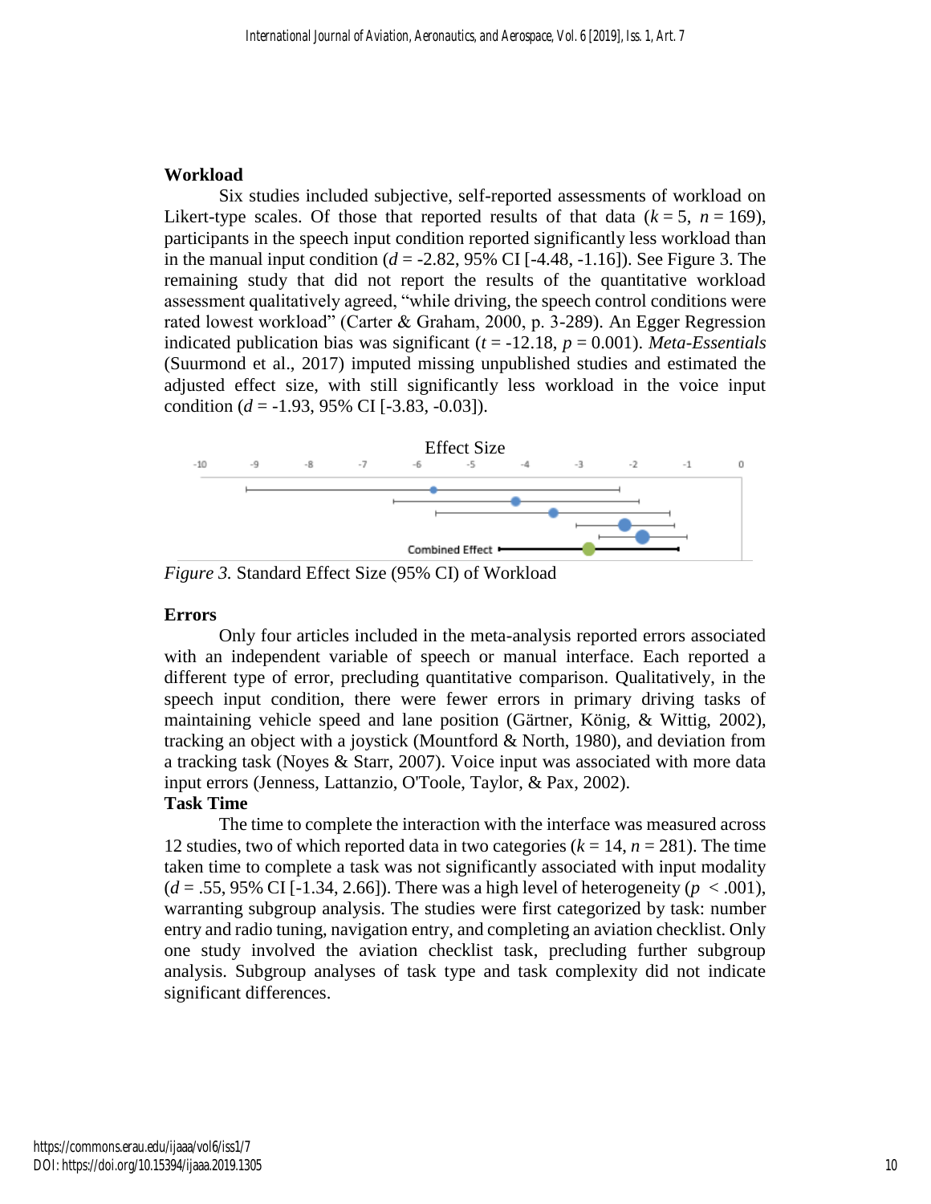## Workload

Six studies included subjective, self-reported assessments of workload on Likert-type scales. Of those that reported results of that data ($k = 5$, $n = 169$), participants in the speech input condition reported significantly less workload than in the manual input condition ($d = -2.82$, 95% CI [-4.48, -1.16]). See Figure 3. The remaining study that did not report the results of the quantitative workload assessment qualitatively agreed, "while driving, the speech control conditions were rated lowest workload" (Carter & Graham, 2000, p. 3-289). An Egger Regression indicated publication bias was significant ($t = -12.18$, $p = 0.001$). *Meta-Essentials* (Suurmond et al., 2017) imputed missing unpublished studies and estimated the adjusted effect size, with still significantly less workload in the voice input condition ($d = -1.93$, 95% CI [-3.83, -0.03]).

*Figure 3.* Standard Effect Size (95% CI) of Workload

## Errors

Only four articles included in the meta-analysis reported errors associated with an independent variable of speech or manual interface. Each reported a different type of error, precluding quantitative comparison. Qualitatively, in the speech input condition, there were fewer errors in primary driving tasks of maintaining vehicle speed and lane position (Gärtner, König, & Wittig, 2002), tracking an object with a joystick (Mountford & North, 1980), and deviation from a tracking task (Noyes & Starr, 2007). Voice input was associated with more data input errors (Jenness, Lattanzio, O'Toole, Taylor, & Pax, 2002).

## Task Time

The time to complete the interaction with the interface was measured across 12 studies, two of which reported data in two categories ($k = 14$, $n = 281$). The time taken time to complete a task was not significantly associated with input modality ($d = .55$, 95% CI [-1.34, 2.66]). There was a high level of heterogeneity ($p < .001$), warranting subgroup analysis. The studies were first categorized by task: number entry and radio tuning, navigation entry, and completing an aviation checklist. Only one study involved the aviation checklist task, precluding further subgroup analysis. Subgroup analyses of task type and task complexity did not indicate significant differences.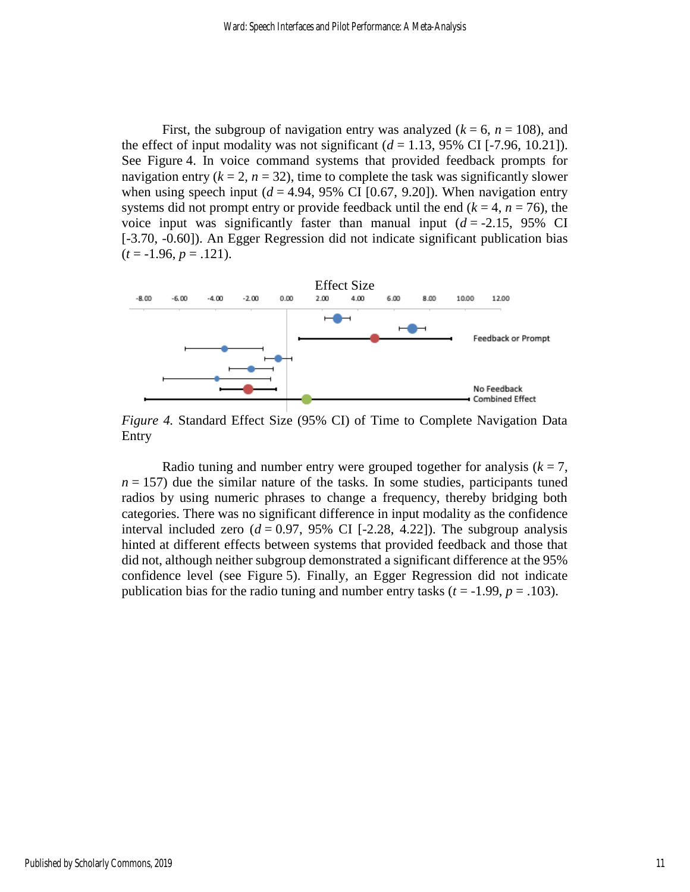First, the subgroup of navigation entry was analyzed ($k$ = 6, $n$ = 108), and the effect of input modality was not significant ($d$ = 1.13, 95% CI [-7.96, 10.21]). See Figure 4. In voice command systems that provided feedback prompts for navigation entry ($k$ = 2, $n$ = 32), time to complete the task was significantly slower when using speech input ($d$ = 4.94, 95% CI [0.67, 9.20]). When navigation entry systems did not prompt entry or provide feedback until the end ($k$ = 4, $n$ = 76), the voice input was significantly faster than manual input ($d$ = -2.15, 95% CI [-3.70, -0.60]). An Egger Regression did not indicate significant publication bias ($t$ = -1.96, $p$ = .121).

*Figure 4.* Standard Effect Size (95% CI) of Time to Complete Navigation Data Entry

Radio tuning and number entry were grouped together for analysis ($k$ = 7, $n$ = 157) due the similar nature of the tasks. In some studies, participants tuned radios by using numeric phrases to change a frequency, thereby bridging both categories. There was no significant difference in input modality as the confidence interval included zero ($d$ = 0.97, 95% CI [-2.28, 4.22]). The subgroup analysis hinted at different effects between systems that provided feedback and those that did not, although neither subgroup demonstrated a significant difference at the 95% confidence level (see Figure 5). Finally, an Egger Regression did not indicate publication bias for the radio tuning and number entry tasks ($t$ = -1.99, $p$ = .103).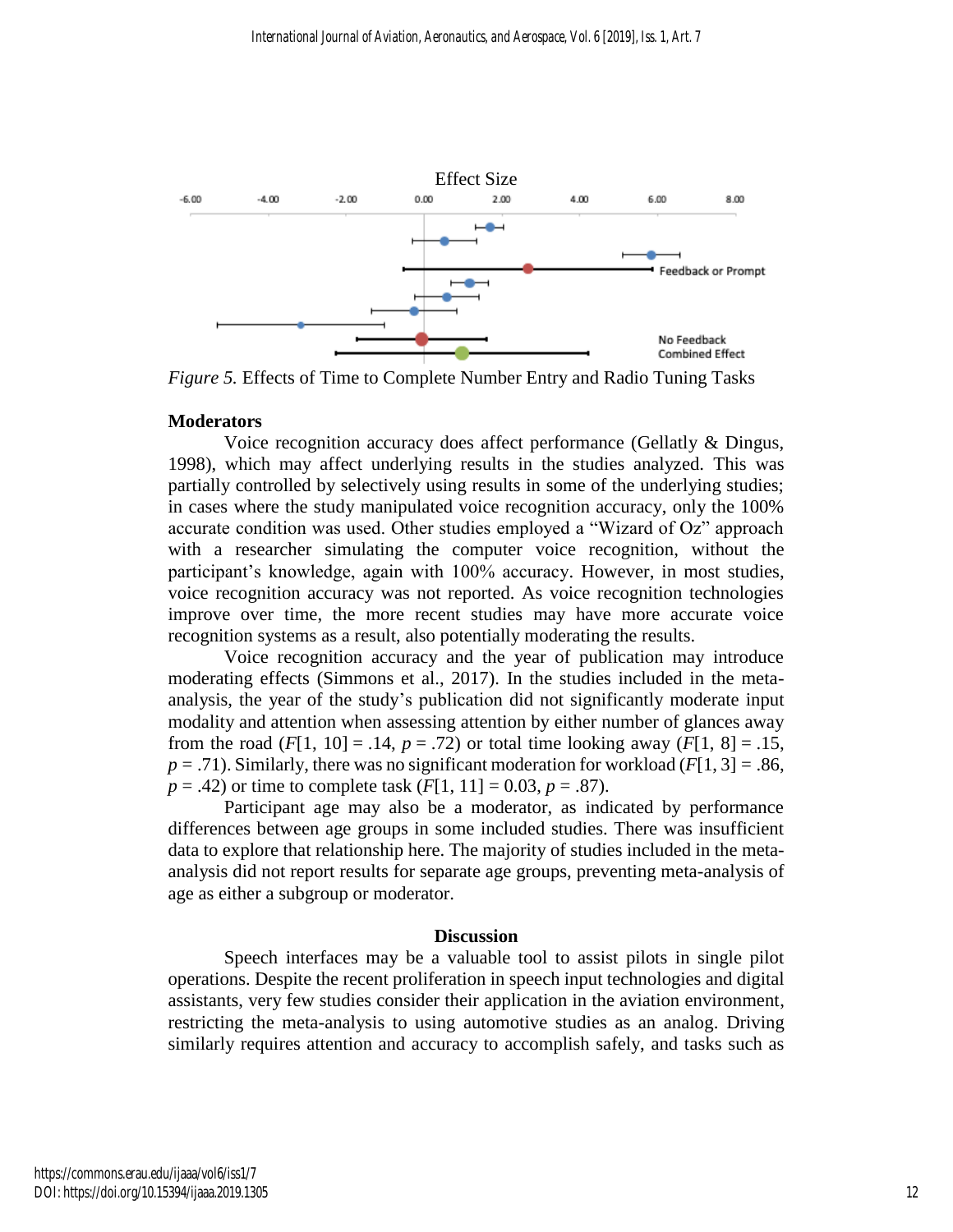*Figure 5.* Effects of Time to Complete Number Entry and Radio Tuning Tasks

**Moderators**

Voice recognition accuracy does affect performance (Gellatly & Dingus, 1998), which may affect underlying results in the studies analyzed. This was partially controlled by selectively using results in some of the underlying studies; in cases where the study manipulated voice recognition accuracy, only the 100% accurate condition was used. Other studies employed a "Wizard of Oz" approach with a researcher simulating the computer voice recognition, without the participant's knowledge, again with 100% accuracy. However, in most studies, voice recognition accuracy was not reported. As voice recognition technologies improve over time, the more recent studies may have more accurate voice recognition systems as a result, also potentially moderating the results.

Voice recognition accuracy and the year of publication may introduce moderating effects (Simmons et al., 2017). In the studies included in the meta-analysis, the year of the study's publication did not significantly moderate input modality and attention when assessing attention by either number of glances away from the road ($F[1, 10] = .14$, $p = .72$) or total time looking away ($F[1, 8] = .15$, $p = .71$). Similarly, there was no significant moderation for workload ($F[1, 3] = .86$, $p = .42$) or time to complete task ($F[1, 11] = 0.03$, $p = .87$).

Participant age may also be a moderator, as indicated by performance differences between age groups in some included studies. There was insufficient data to explore that relationship here. The majority of studies included in the meta-analysis did not report results for separate age groups, preventing meta-analysis of age as either a subgroup or moderator.

## Discussion

Speech interfaces may be a valuable tool to assist pilots in single pilot operations. Despite the recent proliferation in speech input technologies and digital assistants, very few studies consider their application in the aviation environment, restricting the meta-analysis to using automotive studies as an analog. Driving similarly requires attention and accuracy to accomplish safely, and tasks such as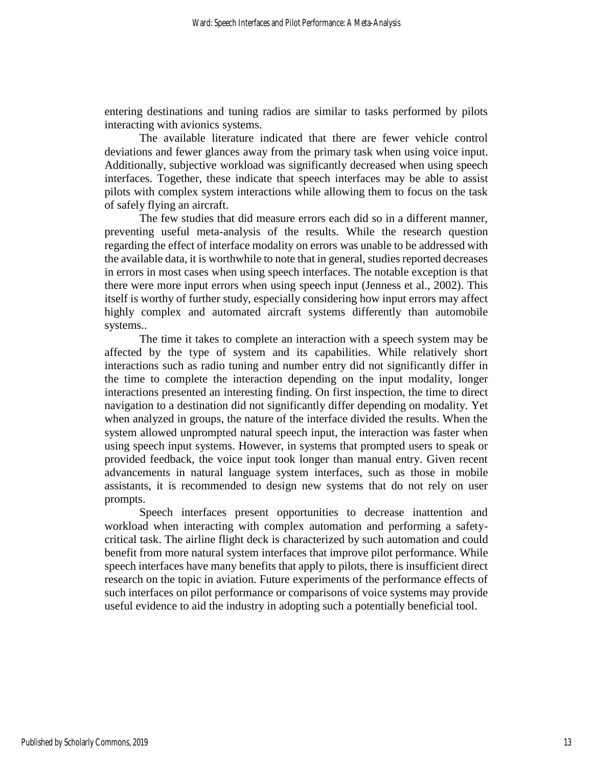entering destinations and tuning radios are similar to tasks performed by pilots interacting with avionics systems.

The available literature indicated that there are fewer vehicle control deviations and fewer glances away from the primary task when using voice input. Additionally, subjective workload was significantly decreased when using speech interfaces. Together, these indicate that speech interfaces may be able to assist pilots with complex system interactions while allowing them to focus on the task of safely flying an aircraft.

The few studies that did measure errors each did so in a different manner, preventing useful meta-analysis of the results. While the research question regarding the effect of interface modality on errors was unable to be addressed with the available data, it is worthwhile to note that in general, studies reported decreases in errors in most cases when using speech interfaces. The notable exception is that there were more input errors when using speech input (Jenness et al., 2002). This itself is worthy of further study, especially considering how input errors may affect highly complex and automated aircraft systems differently than automobile systems..

The time it takes to complete an interaction with a speech system may be affected by the type of system and its capabilities. While relatively short interactions such as radio tuning and number entry did not significantly differ in the time to complete the interaction depending on the input modality, longer interactions presented an interesting finding. On first inspection, the time to direct navigation to a destination did not significantly differ depending on modality. Yet when analyzed in groups, the nature of the interface divided the results. When the system allowed unprompted natural speech input, the interaction was faster when using speech input systems. However, in systems that prompted users to speak or provided feedback, the voice input took longer than manual entry. Given recent advancements in natural language system interfaces, such as those in mobile assistants, it is recommended to design new systems that do not rely on user prompts.

Speech interfaces present opportunities to decrease inattention and workload when interacting with complex automation and performing a safety-critical task. The airline flight deck is characterized by such automation and could benefit from more natural system interfaces that improve pilot performance. While speech interfaces have many benefits that apply to pilots, there is insufficient direct research on the topic in aviation. Future experiments of the performance effects of such interfaces on pilot performance or comparisons of voice systems may provide useful evidence to aid the industry in adopting such a potentially beneficial tool.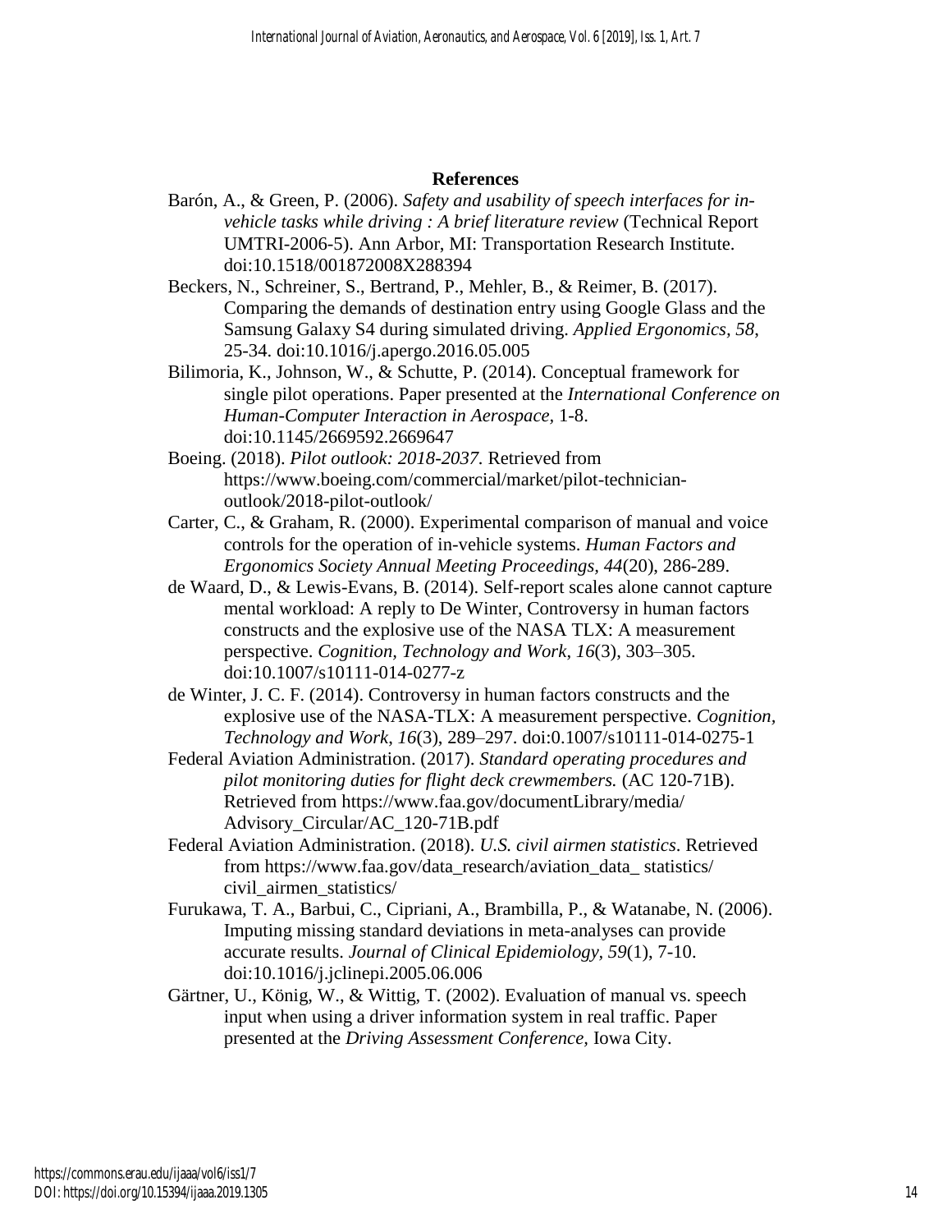## References

Barón, A., & Green, P. (2006). *Safety and usability of speech interfaces for in-vehicle tasks while driving : A brief literature review* (Technical Report UMTRI-2006-5). Ann Arbor, MI: Transportation Research Institute. doi:10.1518/001872008X288394

Beckers, N., Schreiner, S., Bertrand, P., Mehler, B., & Reimer, B. (2017). Comparing the demands of destination entry using Google Glass and the Samsung Galaxy S4 during simulated driving. *Applied Ergonomics, 58*, 25-34. doi:10.1016/j.apergo.2016.05.005

Bilimoria, K., Johnson, W., & Schutte, P. (2014). Conceptual framework for single pilot operations. Paper presented at the *International Conference on Human-Computer Interaction in Aerospace*, 1-8. doi:10.1145/2669592.2669647

Boeing. (2018). *Pilot outlook: 2018-2037*. Retrieved from https://www.boeing.com/commercial/market/pilot-technician-outlook/2018-pilot-outlook/

Carter, C., & Graham, R. (2000). Experimental comparison of manual and voice controls for the operation of in-vehicle systems. *Human Factors and Ergonomics Society Annual Meeting Proceedings, 44*(20), 286-289.

de Waard, D., & Lewis-Evans, B. (2014). Self-report scales alone cannot capture mental workload: A reply to De Winter, Controversy in human factors constructs and the explosive use of the NASA TLX: A measurement perspective. *Cognition, Technology and Work, 16*(3), 303–305. doi:10.1007/s10111-014-0277-z

de Winter, J. C. F. (2014). Controversy in human factors constructs and the explosive use of the NASA-TLX: A measurement perspective. *Cognition, Technology and Work, 16*(3), 289–297. doi:0.1007/s10111-014-0275-1

Federal Aviation Administration. (2017). *Standard operating procedures and pilot monitoring duties for flight deck crewmembers.* (AC 120-71B). Retrieved from https://www.faa.gov/documentLibrary/media/Advisory_Circular/AC_120-71B.pdf

Federal Aviation Administration. (2018). *U.S. civil airmen statistics*. Retrieved from https://www.faa.gov/data_research/aviation_data_ statistics/civil_airmen_statistics/

Furukawa, T. A., Barbui, C., Cipriani, A., Brambilla, P., & Watanabe, N. (2006). Imputing missing standard deviations in meta-analyses can provide accurate results. *Journal of Clinical Epidemiology, 59*(1), 7-10. doi:10.1016/j.jclinepi.2005.06.006

Gärtner, U., König, W., & Wittig, T. (2002). Evaluation of manual vs. speech input when using a driver information system in real traffic. Paper presented at the *Driving Assessment Conference*, Iowa City.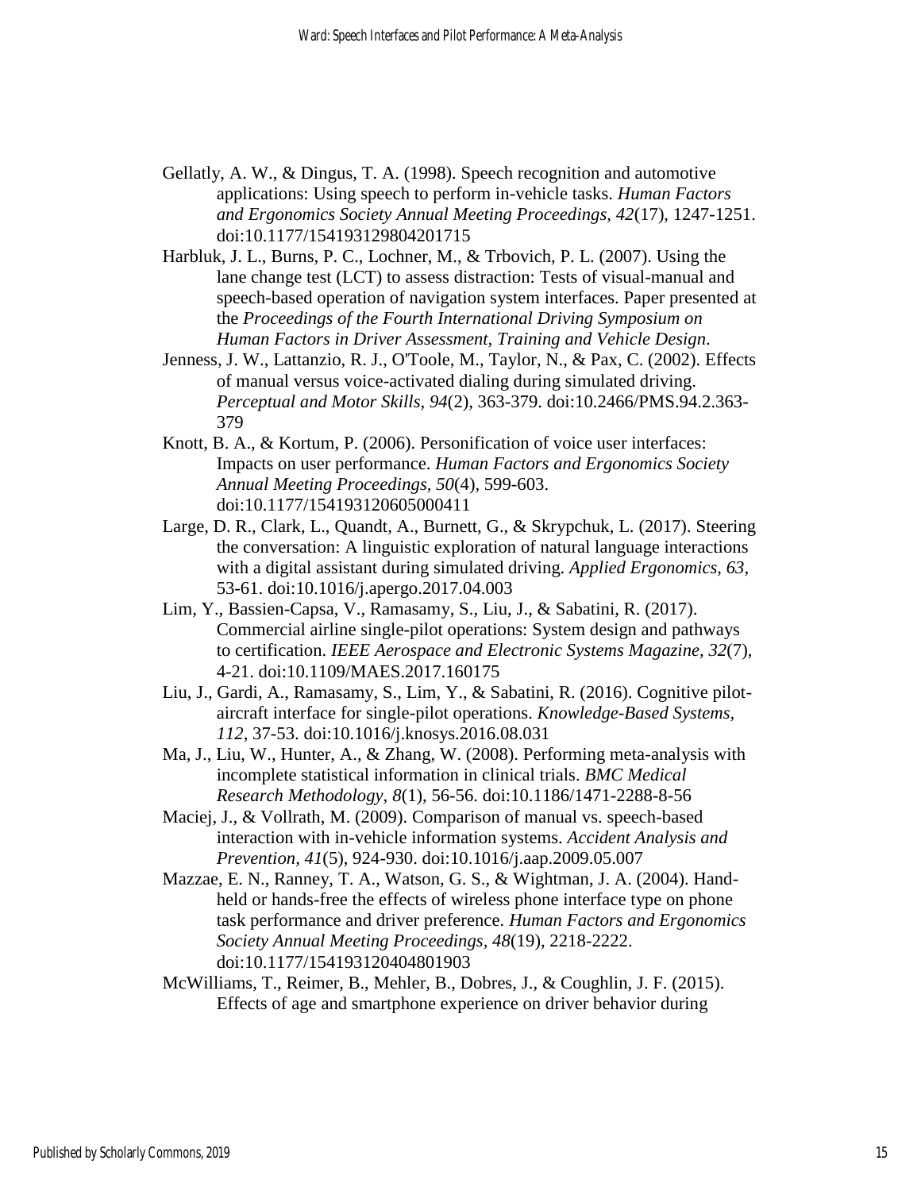Gellatly, A. W., & Dingus, T. A. (1998). Speech recognition and automotive applications: Using speech to perform in-vehicle tasks. *Human Factors and Ergonomics Society Annual Meeting Proceedings, 42*(17), 1247-1251. doi:10.1177/154193129804201715

Harbluk, J. L., Burns, P. C., Lochner, M., & Trbovich, P. L. (2007). Using the lane change test (LCT) to assess distraction: Tests of visual-manual and speech-based operation of navigation system interfaces. Paper presented at the *Proceedings of the Fourth International Driving Symposium on Human Factors in Driver Assessment, Training and Vehicle Design*.

Jenness, J. W., Lattanzio, R. J., O'Toole, M., Taylor, N., & Pax, C. (2002). Effects of manual versus voice-activated dialing during simulated driving. *Perceptual and Motor Skills, 94*(2), 363-379. doi:10.2466/PMS.94.2.363-379

Knott, B. A., & Kortum, P. (2006). Personification of voice user interfaces: Impacts on user performance. *Human Factors and Ergonomics Society Annual Meeting Proceedings, 50*(4), 599-603. doi:10.1177/154193120605000411

Large, D. R., Clark, L., Quandt, A., Burnett, G., & Skrypchuk, L. (2017). Steering the conversation: A linguistic exploration of natural language interactions with a digital assistant during simulated driving. *Applied Ergonomics, 63*, 53-61. doi:10.1016/j.apergo.2017.04.003

Lim, Y., Bassien-Capsa, V., Ramasamy, S., Liu, J., & Sabatini, R. (2017). Commercial airline single-pilot operations: System design and pathways to certification. *IEEE Aerospace and Electronic Systems Magazine, 32*(7), 4-21. doi:10.1109/MAES.2017.160175

Liu, J., Gardi, A., Ramasamy, S., Lim, Y., & Sabatini, R. (2016). Cognitive pilot-aircraft interface for single-pilot operations. *Knowledge-Based Systems, 112*, 37-53. doi:10.1016/j.knosys.2016.08.031

Ma, J., Liu, W., Hunter, A., & Zhang, W. (2008). Performing meta-analysis with incomplete statistical information in clinical trials. *BMC Medical Research Methodology, 8*(1), 56-56. doi:10.1186/1471-2288-8-56

Maciej, J., & Vollrath, M. (2009). Comparison of manual vs. speech-based interaction with in-vehicle information systems. *Accident Analysis and Prevention, 41*(5), 924-930. doi:10.1016/j.aap.2009.05.007

Mazzae, E. N., Ranney, T. A., Watson, G. S., & Wightman, J. A. (2004). Hand-held or hands-free the effects of wireless phone interface type on phone task performance and driver preference. *Human Factors and Ergonomics Society Annual Meeting Proceedings, 48*(19), 2218-2222. doi:10.1177/154193120404801903

McWilliams, T., Reimer, B., Mehler, B., Dobres, J., & Coughlin, J. F. (2015). Effects of age and smartphone experience on driver behavior during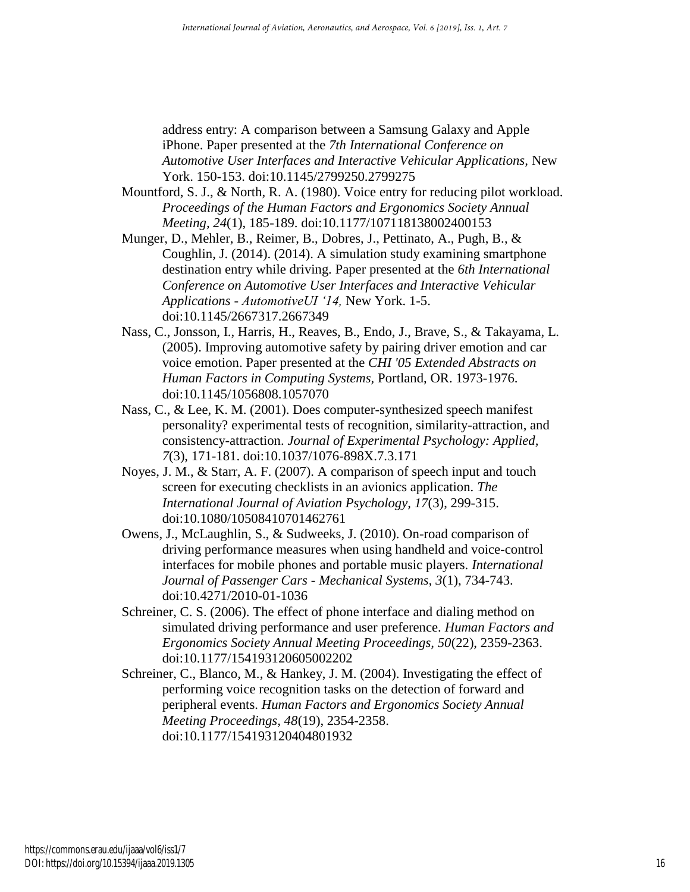address entry: A comparison between a Samsung Galaxy and Apple iPhone. Paper presented at the *7th International Conference on Automotive User Interfaces and Interactive Vehicular Applications*, New York. 150-153. doi:10.1145/2799250.2799275

Mountford, S. J., & North, R. A. (1980). Voice entry for reducing pilot workload. *Proceedings of the Human Factors and Ergonomics Society Annual Meeting*, *24*(1), 185-189. doi:10.1177/107118138002400153

Munger, D., Mehler, B., Reimer, B., Dobres, J., Pettinato, A., Pugh, B., & Coughlin, J. (2014). (2014). A simulation study examining smartphone destination entry while driving. Paper presented at the *6th International Conference on Automotive User Interfaces and Interactive Vehicular Applications - AutomotiveUI '14,* New York. 1-5. doi:10.1145/2667317.2667349

Nass, C., Jonsson, I., Harris, H., Reaves, B., Endo, J., Brave, S., & Takayama, L. (2005). Improving automotive safety by pairing driver emotion and car voice emotion. Paper presented at the *CHI '05 Extended Abstracts on Human Factors in Computing Systems*, Portland, OR. 1973-1976. doi:10.1145/1056808.1057070

Nass, C., & Lee, K. M. (2001). Does computer-synthesized speech manifest personality? experimental tests of recognition, similarity-attraction, and consistency-attraction. *Journal of Experimental Psychology: Applied*, *7*(3), 171-181. doi:10.1037/1076-898X.7.3.171

Noyes, J. M., & Starr, A. F. (2007). A comparison of speech input and touch screen for executing checklists in an avionics application. *The International Journal of Aviation Psychology*, *17*(3), 299-315. doi:10.1080/10508410701462761

Owens, J., McLaughlin, S., & Sudweeks, J. (2010). On-road comparison of driving performance measures when using handheld and voice-control interfaces for mobile phones and portable music players. *International Journal of Passenger Cars - Mechanical Systems*, *3*(1), 734-743. doi:10.4271/2010-01-1036

Schreiner, C. S. (2006). The effect of phone interface and dialing method on simulated driving performance and user preference. *Human Factors and Ergonomics Society Annual Meeting Proceedings*, *50*(22), 2359-2363. doi:10.1177/154193120605002202

Schreiner, C., Blanco, M., & Hankey, J. M. (2004). Investigating the effect of performing voice recognition tasks on the detection of forward and peripheral events. *Human Factors and Ergonomics Society Annual Meeting Proceedings*, *48*(19), 2354-2358. doi:10.1177/154193120404801932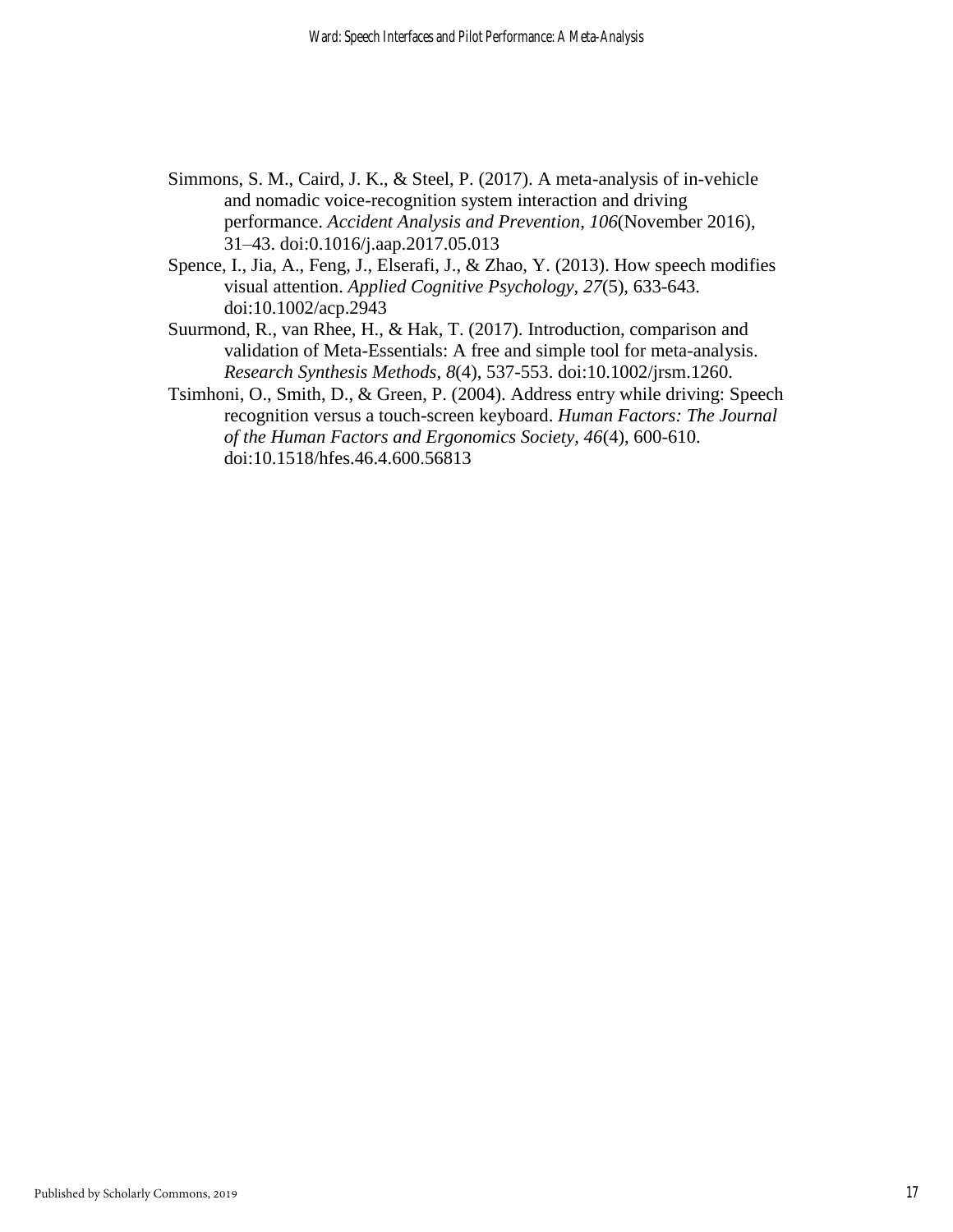Simmons, S. M., Caird, J. K., & Steel, P. (2017). A meta-analysis of in-vehicle and nomadic voice-recognition system interaction and driving performance. *Accident Analysis and Prevention*, *106*(November 2016), 31–43. doi:0.1016/j.aap.2017.05.013

Spence, I., Jia, A., Feng, J., Elserafi, J., & Zhao, Y. (2013). How speech modifies visual attention. *Applied Cognitive Psychology*, *27*(5), 633-643. doi:10.1002/acp.2943

Suurmond, R., van Rhee, H., & Hak, T. (2017). Introduction, comparison and validation of Meta-Essentials: A free and simple tool for meta-analysis. *Research Synthesis Methods*, *8*(4), 537-553. doi:10.1002/jrsm.1260.

Tsimhoni, O., Smith, D., & Green, P. (2004). Address entry while driving: Speech recognition versus a touch-screen keyboard. *Human Factors: The Journal of the Human Factors and Ergonomics Society*, *46*(4), 600-610. doi:10.1518/hfes.46.4.600.56813